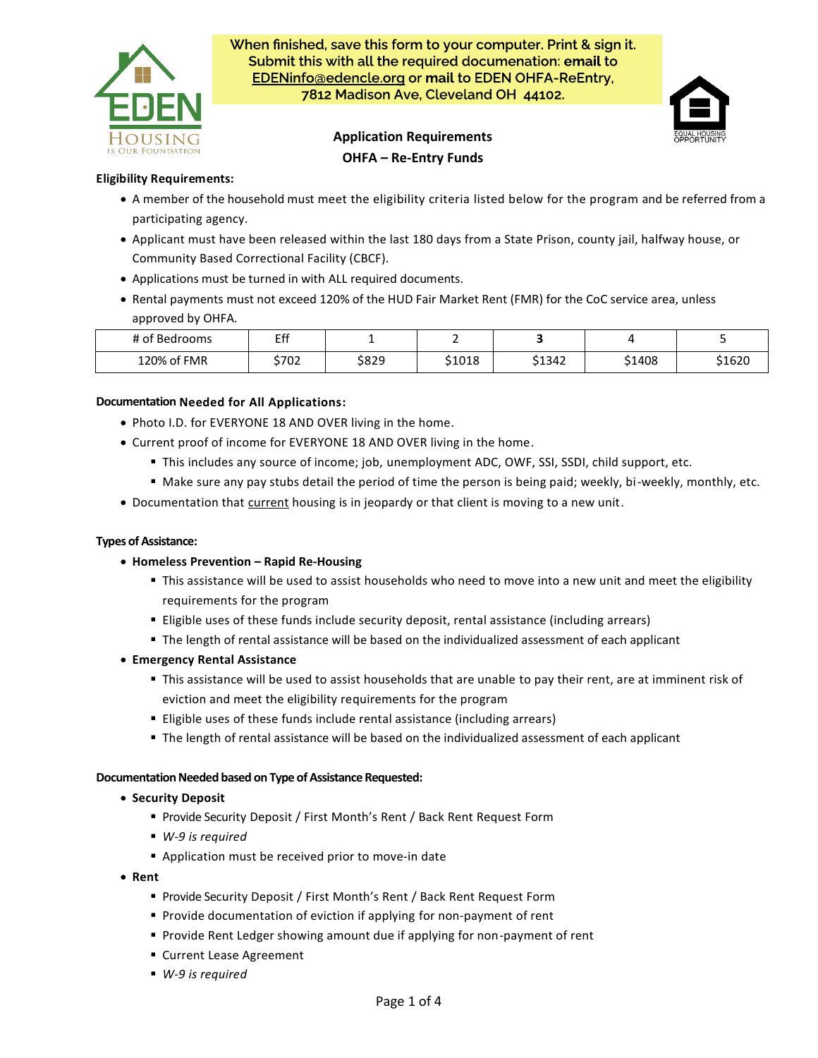**When finished, save this form to your computer. Print & sign it. Submit this with all the required documenation: email to EDENinfo@edencle.org or mail to EDEN OHFA-ReEntry, 7812 Madison Ave, Cleveland OH 44102.**

## Application Requirements
## OHFA – Re-Entry Funds

**Eligibility Requirements:**

- A member of the household must meet the eligibility criteria listed below for the program and be referred from a participating agency.
- Applicant must have been released within the last 180 days from a State Prison, county jail, halfway house, or Community Based Correctional Facility (CBCF).
- Applications must be turned in with ALL required documents.
- Rental payments must not exceed 120% of the HUD Fair Market Rent (FMR) for the CoC service area, unless approved by OHFA.

| # of Bedrooms | Eff | 1 | 2 | 3 | 4 | 5 |
|---|---|---|---|---|---|---|
| 120% of FMR | $702 | $829 | $1018 | $1342 | $1408 | $1620 |

**Documentation Needed for All Applications:**

- Photo I.D. for EVERYONE 18 AND OVER living in the home.
- Current proof of income for EVERYONE 18 AND OVER living in the home.
  - This includes any source of income; job, unemployment ADC, OWF, SSI, SSDI, child support, etc.
  - Make sure any pay stubs detail the period of time the person is being paid; weekly, bi-weekly, monthly, etc.
- Documentation that current housing is in jeopardy or that client is moving to a new unit.

**Types of Assistance:**

- **Homeless Prevention – Rapid Re-Housing**
  - This assistance will be used to assist households who need to move into a new unit and meet the eligibility requirements for the program
  - Eligible uses of these funds include security deposit, rental assistance (including arrears)
  - The length of rental assistance will be based on the individualized assessment of each applicant
- **Emergency Rental Assistance**
  - This assistance will be used to assist households that are unable to pay their rent, are at imminent risk of eviction and meet the eligibility requirements for the program
  - Eligible uses of these funds include rental assistance (including arrears)
  - The length of rental assistance will be based on the individualized assessment of each applicant

**Documentation Needed based on Type of Assistance Requested:**

- **Security Deposit**
  - Provide Security Deposit / First Month's Rent / Back Rent Request Form
  - *W-9 is required*
  - Application must be received prior to move-in date
- **Rent**
  - Provide Security Deposit / First Month's Rent / Back Rent Request Form
  - Provide documentation of eviction if applying for non-payment of rent
  - Provide Rent Ledger showing amount due if applying for non-payment of rent
  - Current Lease Agreement
  - *W-9 is required*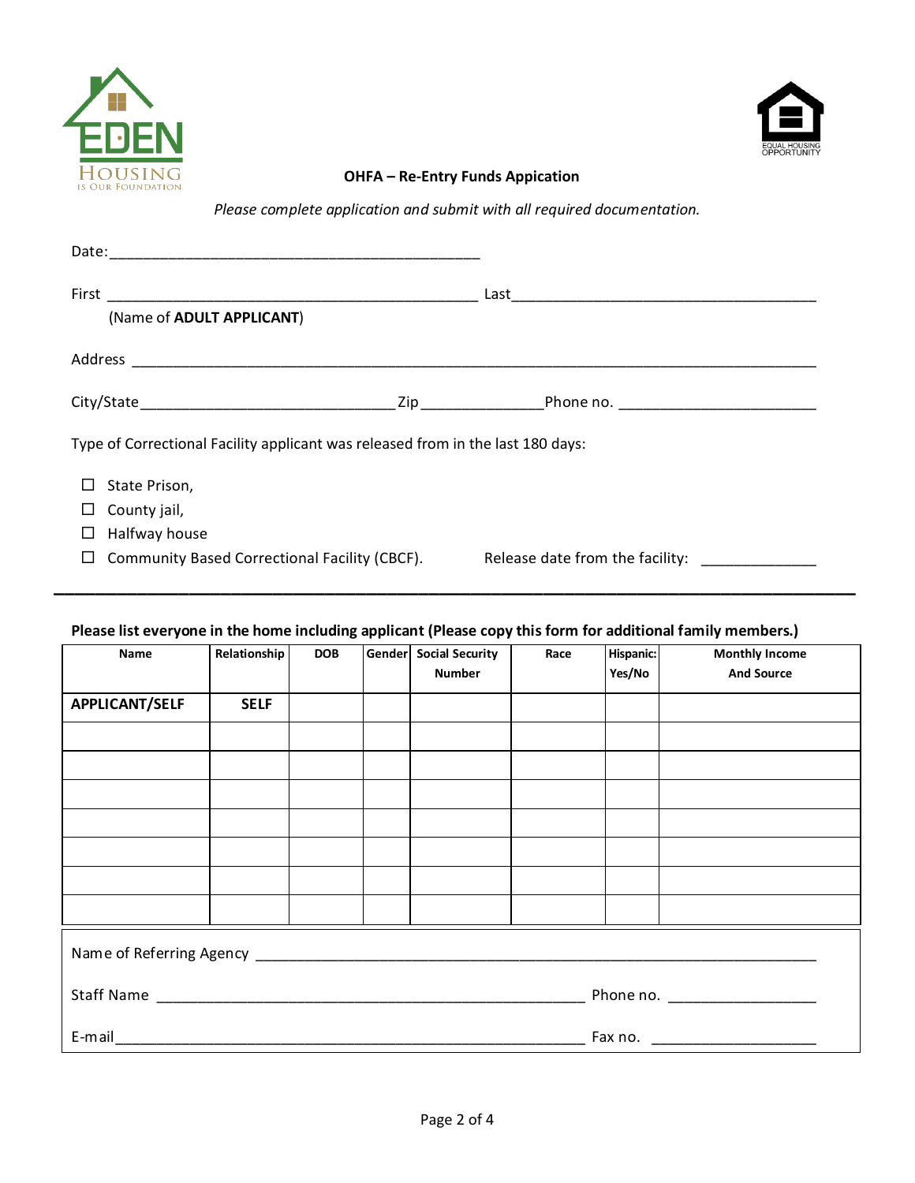**OHFA – Re-Entry Funds Appication**

*Please complete application and submit with all required documentation.*

Date:_____________________________________________

First _____________________________________________ Last_____________________________________
(Name of **ADULT APPLICANT**)

Address ________________________________________________________________________________

City/State______________________________ Zip______________ Phone no. _______________________

Type of Correctional Facility applicant was released from in the last 180 days:

- ☐ State Prison,
- ☐ County jail,
- ☐ Halfway house
- ☐ Community Based Correctional Facility (CBCF). Release date from the facility: _____________

---

**Please list everyone in the home including applicant (Please copy this form for additional family members.)**

| Name | Relationship | DOB | Gender | Social Security Number | Race | Hispanic: Yes/No | Monthly Income And Source |
|---|---|---|---|---|---|---|---|
| **APPLICANT/SELF** | **SELF** | | | | | | |
| | | | | | | | |
| | | | | | | | |
| | | | | | | | |
| | | | | | | | |
| | | | | | | | |
| | | | | | | | |
| | | | | | | | |

Name of Referring Agency ______________________________________________________________

Staff Name ___________________________________________________ Phone no. _________________

E-mail_______________________________________________________ Fax no. ___________________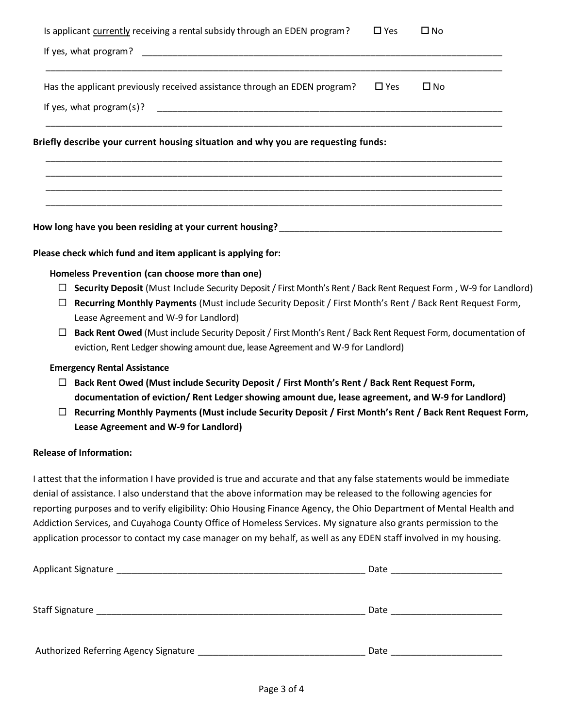Is applicant currently receiving a rental subsidy through an EDEN program? ☐ Yes ☐ No

If yes, what program? ______________________________________________________________________________

______________________________________________________________________________

Has the applicant previously received assistance through an EDEN program? ☐ Yes ☐ No

If yes, what program(s)? ______________________________________________________________________________

______________________________________________________________________________

**Briefly describe your current housing situation and why you are requesting funds:**

______________________________________________________________________________

______________________________________________________________________________

______________________________________________________________________________

______________________________________________________________________________

**How long have you been residing at your current housing?** ______________________________________________

**Please check which fund and item applicant is applying for:**

**Homeless Prevention (can choose more than one)**

- ☐ **Security Deposit** (Must Include Security Deposit / First Month's Rent / Back Rent Request Form , W-9 for Landlord)
- ☐ **Recurring Monthly Payments** (Must include Security Deposit / First Month's Rent / Back Rent Request Form, Lease Agreement and W-9 for Landlord)
- ☐ **Back Rent Owed** (Must include Security Deposit / First Month's Rent / Back Rent Request Form, documentation of eviction, Rent Ledger showing amount due, lease Agreement and W-9 for Landlord)

**Emergency Rental Assistance**

- ☐ **Back Rent Owed (Must include Security Deposit / First Month's Rent / Back Rent Request Form, documentation of eviction/ Rent Ledger showing amount due, lease agreement, and W-9 for Landlord)**
- ☐ **Recurring Monthly Payments (Must include Security Deposit / First Month's Rent / Back Rent Request Form, Lease Agreement and W-9 for Landlord)**

**Release of Information:**

I attest that the information I have provided is true and accurate and that any false statements would be immediate denial of assistance. I also understand that the above information may be released to the following agencies for reporting purposes and to verify eligibility: Ohio Housing Finance Agency, the Ohio Department of Mental Health and Addiction Services, and Cuyahoga County Office of Homeless Services. My signature also grants permission to the application processor to contact my case manager on my behalf, as well as any EDEN staff involved in my housing.

Applicant Signature ___________________________________________________ Date ______________________

Staff Signature _______________________________________________________ Date ______________________

Authorized Referring Agency Signature _________________________________ Date ______________________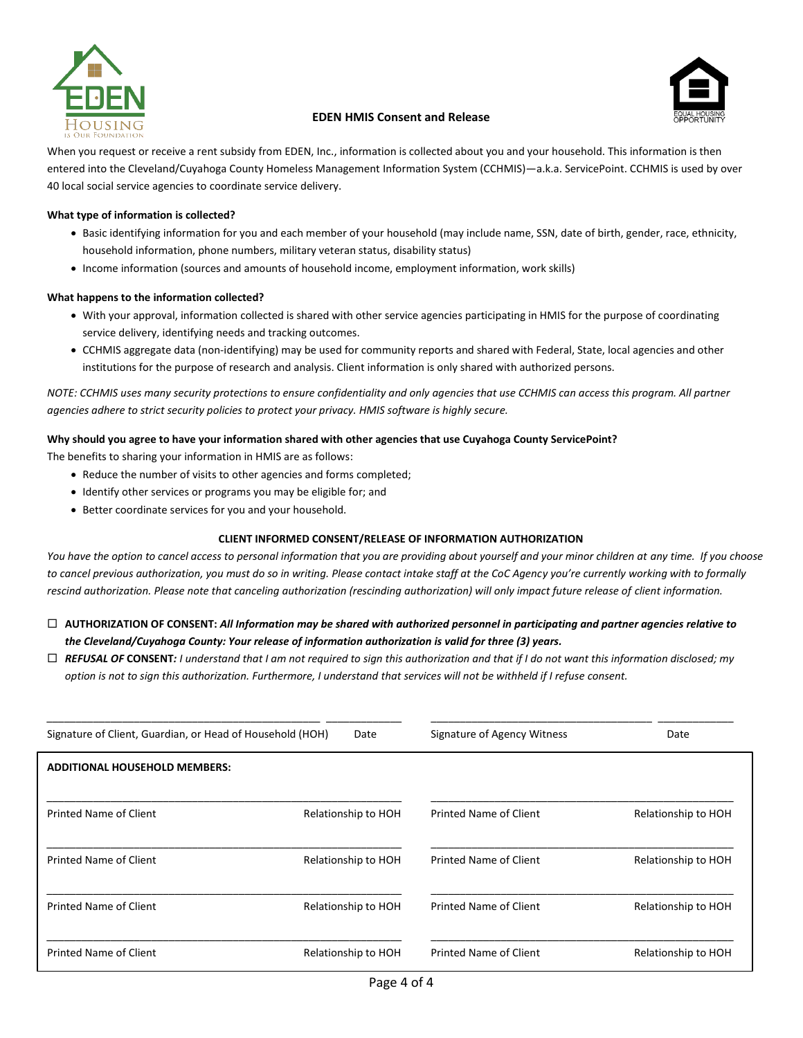# EDEN HMIS Consent and Release

When you request or receive a rent subsidy from EDEN, Inc., information is collected about you and your household. This information is then entered into the Cleveland/Cuyahoga County Homeless Management Information System (CCHMIS)—a.k.a. ServicePoint. CCHMIS is used by over 40 local social service agencies to coordinate service delivery.

**What type of information is collected?**

- Basic identifying information for you and each member of your household (may include name, SSN, date of birth, gender, race, ethnicity, household information, phone numbers, military veteran status, disability status)
- Income information (sources and amounts of household income, employment information, work skills)

**What happens to the information collected?**

- With your approval, information collected is shared with other service agencies participating in HMIS for the purpose of coordinating service delivery, identifying needs and tracking outcomes.
- CCHMIS aggregate data (non-identifying) may be used for community reports and shared with Federal, State, local agencies and other institutions for the purpose of research and analysis. Client information is only shared with authorized persons.

*NOTE: CCHMIS uses many security protections to ensure confidentiality and only agencies that use CCHMIS can access this program. All partner agencies adhere to strict security policies to protect your privacy. HMIS software is highly secure.*

**Why should you agree to have your information shared with other agencies that use Cuyahoga County ServicePoint?**

The benefits to sharing your information in HMIS are as follows:

- Reduce the number of visits to other agencies and forms completed;
- Identify other services or programs you may be eligible for; and
- Better coordinate services for you and your household.

**CLIENT INFORMED CONSENT/RELEASE OF INFORMATION AUTHORIZATION**

*You have the option to cancel access to personal information that you are providing about yourself and your minor children at any time. If you choose to cancel previous authorization, you must do so in writing. Please contact intake staff at the CoC Agency you're currently working with to formally rescind authorization. Please note that canceling authorization (rescinding authorization) will only impact future release of client information.*

☐ **AUTHORIZATION OF CONSENT:** ***All Information may be shared with authorized personnel in participating and partner agencies relative to the Cleveland/Cuyahoga County: Your release of information authorization is valid for three (3) years.***

☐ ***REFUSAL OF* CONSENT***: I understand that I am not required to sign this authorization and that if I do not want this information disclosed; my option is not to sign this authorization. Furthermore, I understand that services will not be withheld if I refuse consent.*

______________________________ ________ ______________________________ ________

Signature of Client, Guardian, or Head of Household (HOH) Date | Signature of Agency Witness Date

**ADDITIONAL HOUSEHOLD MEMBERS:**

| | | | |
|---|---|---|---|
| Printed Name of Client | Relationship to HOH | Printed Name of Client | Relationship to HOH |
| Printed Name of Client | Relationship to HOH | Printed Name of Client | Relationship to HOH |
| Printed Name of Client | Relationship to HOH | Printed Name of Client | Relationship to HOH |
| Printed Name of Client | Relationship to HOH | Printed Name of Client | Relationship to HOH |